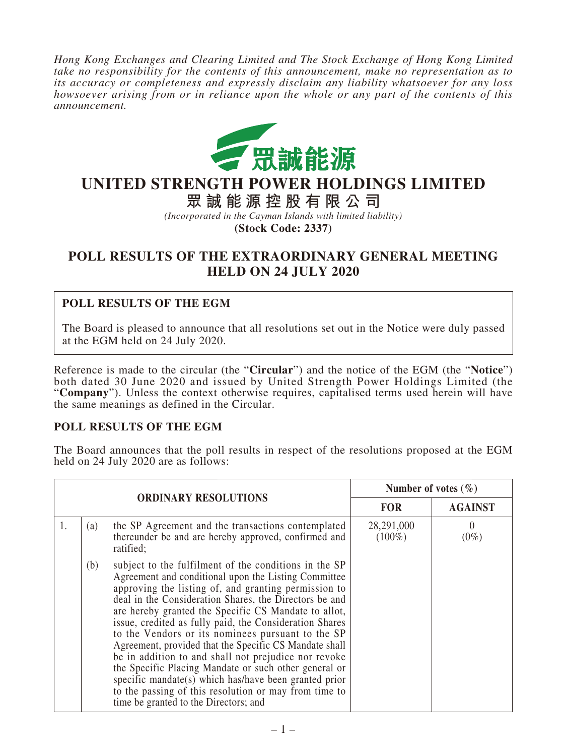*Hong Kong Exchanges and Clearing Limited and The Stock Exchange of Hong Kong Limited take no responsibility for the contents of this announcement, make no representation as to its accuracy or completeness and expressly disclaim any liability whatsoever for any loss howsoever arising from or in reliance upon the whole or any part of the contents of this announcement.*

眾誠能源

# UNITED STRENGTH POWER HOLDINGS LIMITED

# 眾誠能源控股有限公司

*(Incorporated in the Cayman Islands with limited liability)*

**(Stock Code: 2337)**

## POLL RESULTS OF THE EXTRAORDINARY GENERAL MEETING HELD ON 24 JULY 2020

### POLL RESULTS OF THE EGM

The Board is pleased to announce that all resolutions set out in the Notice were duly passed at the EGM held on 24 July 2020.

Reference is made to the circular (the "**Circular**") and the notice of the EGM (the "**Notice**") both dated 30 June 2020 and issued by United Strength Power Holdings Limited (the "**Company**"). Unless the context otherwise requires, capitalised terms used herein will have the same meanings as defined in the Circular.

### POLL RESULTS OF THE EGM

The Board announces that the poll results in respect of the resolutions proposed at the EGM held on 24 July 2020 are as follows:

| ORDINARY RESOLUTIONS | | | Number of votes (%) | |
|---|---|---|---|---|
| | | | **FOR** | **AGAINST** |
| 1. | (a) | the SP Agreement and the transactions contemplated thereunder be and are hereby approved, confirmed and ratified; | 28,291,000 (100%) | 0 (0%) |
| | (b) | subject to the fulfilment of the conditions in the SP Agreement and conditional upon the Listing Committee approving the listing of, and granting permission to deal in the Consideration Shares, the Directors be and are hereby granted the Specific CS Mandate to allot, issue, credited as fully paid, the Consideration Shares to the Vendors or its nominees pursuant to the SP Agreement, provided that the Specific CS Mandate shall be in addition to and shall not prejudice nor revoke the Specific Placing Mandate or such other general or specific mandate(s) which has/have been granted prior to the passing of this resolution or may from time to time be granted to the Directors; and | | |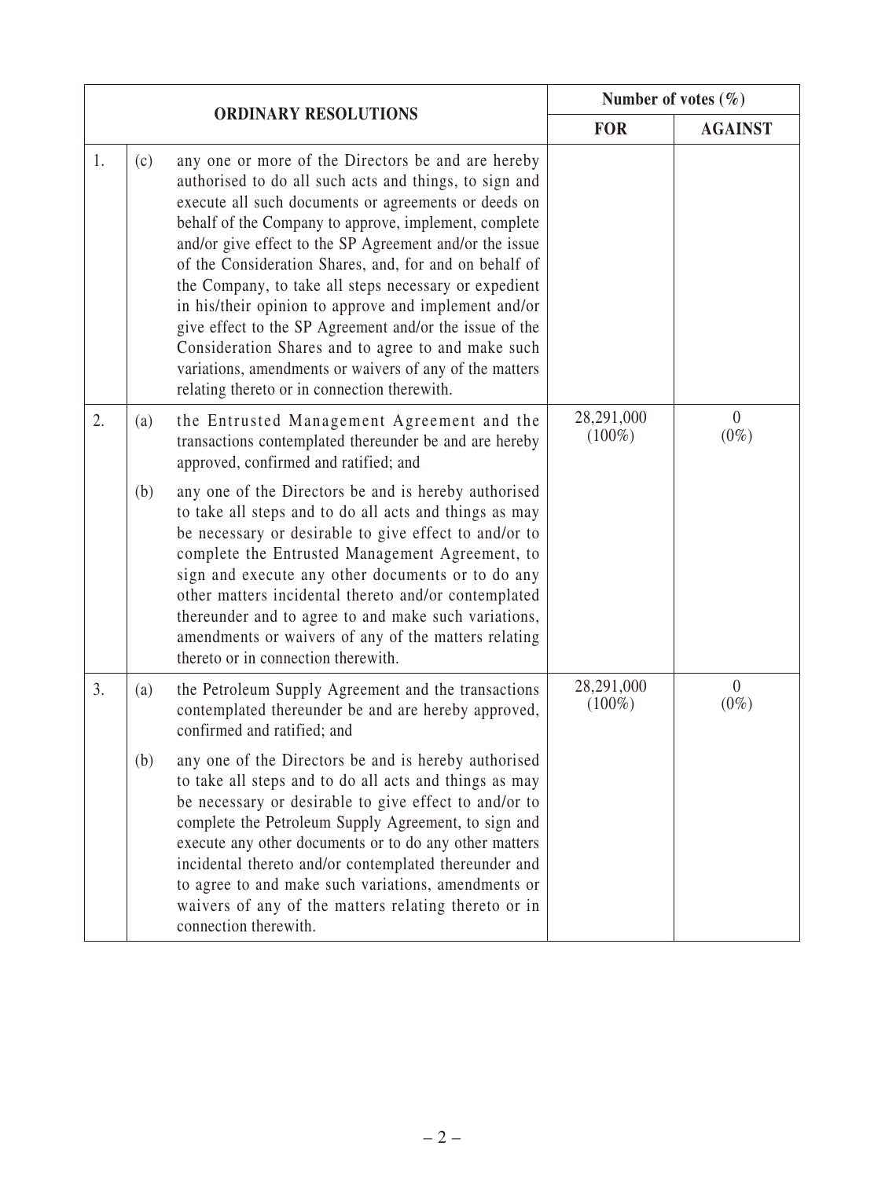| ORDINARY RESOLUTIONS | | | Number of votes (%) | |
|---|---|---|---|---|
| | | | **FOR** | **AGAINST** |
| 1. | (c) | any one or more of the Directors be and are hereby authorised to do all such acts and things, to sign and execute all such documents or agreements or deeds on behalf of the Company to approve, implement, complete and/or give effect to the SP Agreement and/or the issue of the Consideration Shares, and, for and on behalf of the Company, to take all steps necessary or expedient in his/their opinion to approve and implement and/or give effect to the SP Agreement and/or the issue of the Consideration Shares and to agree to and make such variations, amendments or waivers of any of the matters relating thereto or in connection therewith. | | |
| 2. | (a) | the Entrusted Management Agreement and the transactions contemplated thereunder be and are hereby approved, confirmed and ratified; and | 28,291,000 (100%) | 0 (0%) |
| | (b) | any one of the Directors be and is hereby authorised to take all steps and to do all acts and things as may be necessary or desirable to give effect to and/or to complete the Entrusted Management Agreement, to sign and execute any other documents or to do any other matters incidental thereto and/or contemplated thereunder and to agree to and make such variations, amendments or waivers of any of the matters relating thereto or in connection therewith. | | |
| 3. | (a) | the Petroleum Supply Agreement and the transactions contemplated thereunder be and are hereby approved, confirmed and ratified; and | 28,291,000 (100%) | 0 (0%) |
| | (b) | any one of the Directors be and is hereby authorised to take all steps and to do all acts and things as may be necessary or desirable to give effect to and/or to complete the Petroleum Supply Agreement, to sign and execute any other documents or to do any other matters incidental thereto and/or contemplated thereunder and to agree to and make such variations, amendments or waivers of any of the matters relating thereto or in connection therewith. | | |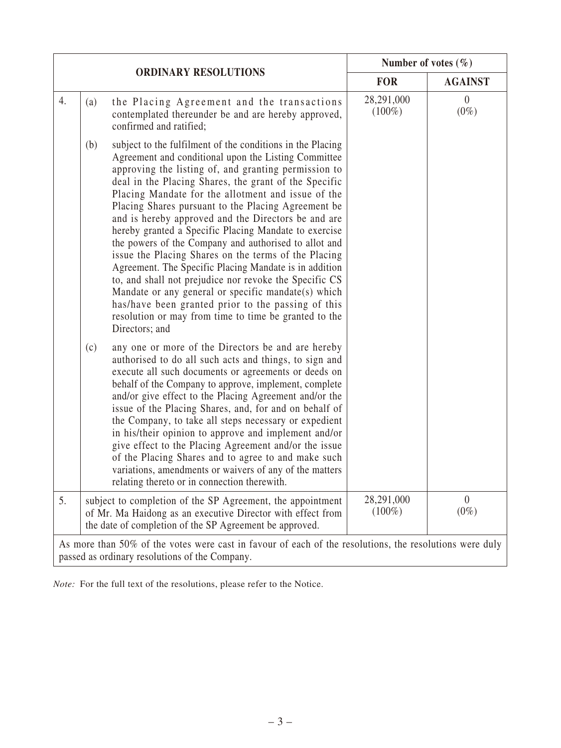| ORDINARY RESOLUTIONS | | Number of votes (%) | |
|---|---|---|---|
| | | **FOR** | **AGAINST** |
| 4. | (a) the Placing Agreement and the transactions contemplated thereunder be and are hereby approved, confirmed and ratified;<br><br>(b) subject to the fulfilment of the conditions in the Placing Agreement and conditional upon the Listing Committee approving the listing of, and granting permission to deal in the Placing Shares, the grant of the Specific Placing Mandate for the allotment and issue of the Placing Shares pursuant to the Placing Agreement be and is hereby approved and the Directors be and are hereby granted a Specific Placing Mandate to exercise the powers of the Company and authorised to allot and issue the Placing Shares on the terms of the Placing Agreement. The Specific Placing Mandate is in addition to, and shall not prejudice nor revoke the Specific CS Mandate or any general or specific mandate(s) which has/have been granted prior to the passing of this resolution or may from time to time be granted to the Directors; and<br><br>(c) any one or more of the Directors be and are hereby authorised to do all such acts and things, to sign and execute all such documents or agreements or deeds on behalf of the Company to approve, implement, complete and/or give effect to the Placing Agreement and/or the issue of the Placing Shares, and, for and on behalf of the Company, to take all steps necessary or expedient in his/their opinion to approve and implement and/or give effect to the Placing Agreement and/or the issue of the Placing Shares and to agree to and make such variations, amendments or waivers of any of the matters relating thereto or in connection therewith. | 28,291,000 (100%) | 0 (0%) |
| 5. | subject to completion of the SP Agreement, the appointment of Mr. Ma Haidong as an executive Director with effect from the date of completion of the SP Agreement be approved. | 28,291,000 (100%) | 0 (0%) |
| As more than 50% of the votes were cast in favour of each of the resolutions, the resolutions were duly passed as ordinary resolutions of the Company. | | | |

*Note:* For the full text of the resolutions, please refer to the Notice.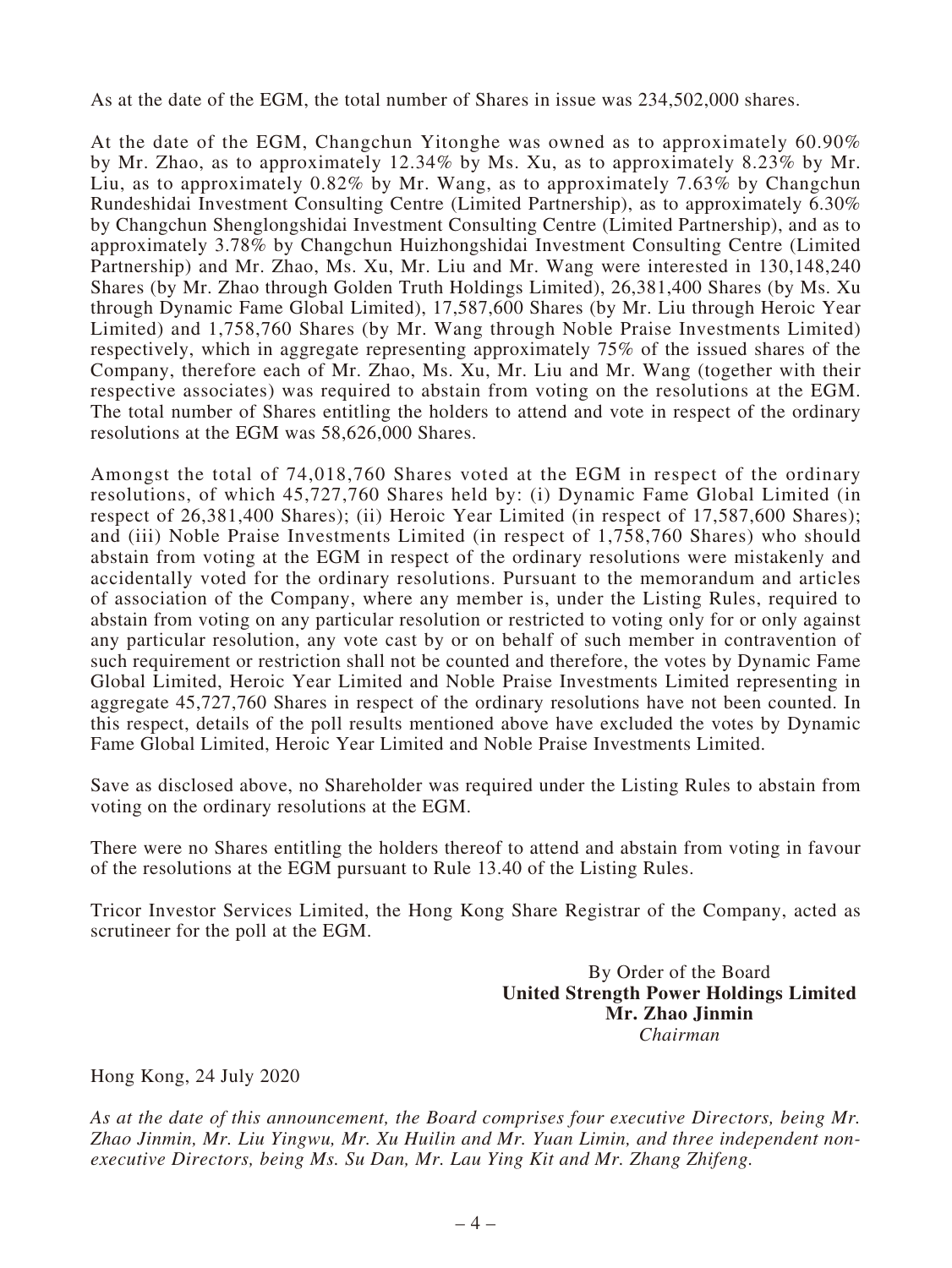As at the date of the EGM, the total number of Shares in issue was 234,502,000 shares.

At the date of the EGM, Changchun Yitonghe was owned as to approximately 60.90% by Mr. Zhao, as to approximately 12.34% by Ms. Xu, as to approximately 8.23% by Mr. Liu, as to approximately 0.82% by Mr. Wang, as to approximately 7.63% by Changchun Rundeshidai Investment Consulting Centre (Limited Partnership), as to approximately 6.30% by Changchun Shenglongshidai Investment Consulting Centre (Limited Partnership), and as to approximately 3.78% by Changchun Huizhongshidai Investment Consulting Centre (Limited Partnership) and Mr. Zhao, Ms. Xu, Mr. Liu and Mr. Wang were interested in 130,148,240 Shares (by Mr. Zhao through Golden Truth Holdings Limited), 26,381,400 Shares (by Ms. Xu through Dynamic Fame Global Limited), 17,587,600 Shares (by Mr. Liu through Heroic Year Limited) and 1,758,760 Shares (by Mr. Wang through Noble Praise Investments Limited) respectively, which in aggregate representing approximately 75% of the issued shares of the Company, therefore each of Mr. Zhao, Ms. Xu, Mr. Liu and Mr. Wang (together with their respective associates) was required to abstain from voting on the resolutions at the EGM. The total number of Shares entitling the holders to attend and vote in respect of the ordinary resolutions at the EGM was 58,626,000 Shares.

Amongst the total of 74,018,760 Shares voted at the EGM in respect of the ordinary resolutions, of which 45,727,760 Shares held by: (i) Dynamic Fame Global Limited (in respect of 26,381,400 Shares); (ii) Heroic Year Limited (in respect of 17,587,600 Shares); and (iii) Noble Praise Investments Limited (in respect of 1,758,760 Shares) who should abstain from voting at the EGM in respect of the ordinary resolutions were mistakenly and accidentally voted for the ordinary resolutions. Pursuant to the memorandum and articles of association of the Company, where any member is, under the Listing Rules, required to abstain from voting on any particular resolution or restricted to voting only for or only against any particular resolution, any vote cast by or on behalf of such member in contravention of such requirement or restriction shall not be counted and therefore, the votes by Dynamic Fame Global Limited, Heroic Year Limited and Noble Praise Investments Limited representing in aggregate 45,727,760 Shares in respect of the ordinary resolutions have not been counted. In this respect, details of the poll results mentioned above have excluded the votes by Dynamic Fame Global Limited, Heroic Year Limited and Noble Praise Investments Limited.

Save as disclosed above, no Shareholder was required under the Listing Rules to abstain from voting on the ordinary resolutions at the EGM.

There were no Shares entitling the holders thereof to attend and abstain from voting in favour of the resolutions at the EGM pursuant to Rule 13.40 of the Listing Rules.

Tricor Investor Services Limited, the Hong Kong Share Registrar of the Company, acted as scrutineer for the poll at the EGM.

By Order of the Board
**United Strength Power Holdings Limited**
**Mr. Zhao Jinmin**
*Chairman*

Hong Kong, 24 July 2020

*As at the date of this announcement, the Board comprises four executive Directors, being Mr. Zhao Jinmin, Mr. Liu Yingwu, Mr. Xu Huilin and Mr. Yuan Limin, and three independent non-executive Directors, being Ms. Su Dan, Mr. Lau Ying Kit and Mr. Zhang Zhifeng.*